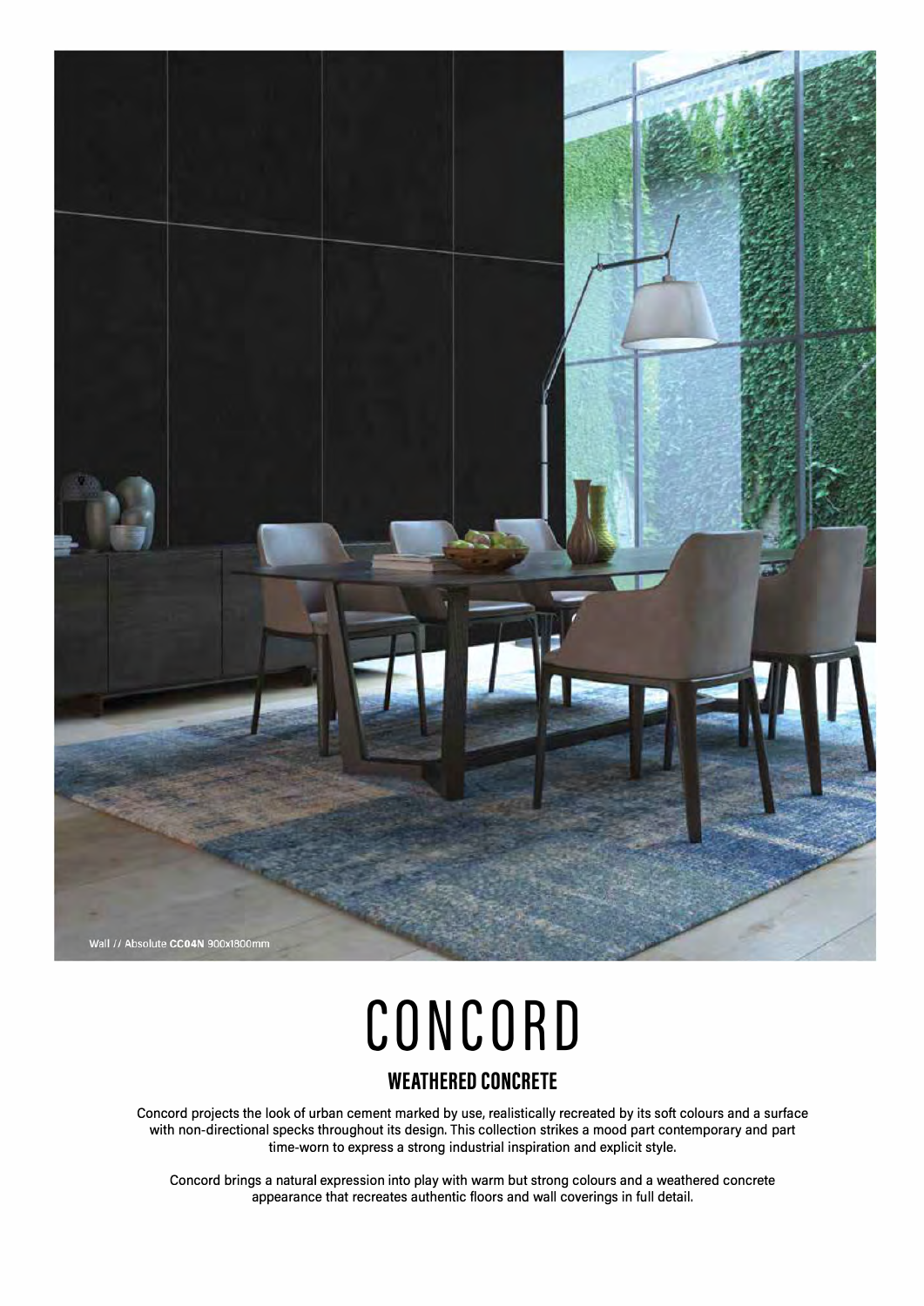Wall // Absolute **CC04N** 900x1800mm

# CONCORD

## WEATHERED CONCRETE

Concord projects the look of urban cement marked by use, realistically recreated by its soft colours and a surface with non-directional specks throughout its design. This collection strikes a mood part contemporary and part time-worn to express a strong industrial inspiration and explicit style.

Concord brings a natural expression into play with warm but strong colours and a weathered concrete appearance that recreates authentic floors and wall coverings in full detail.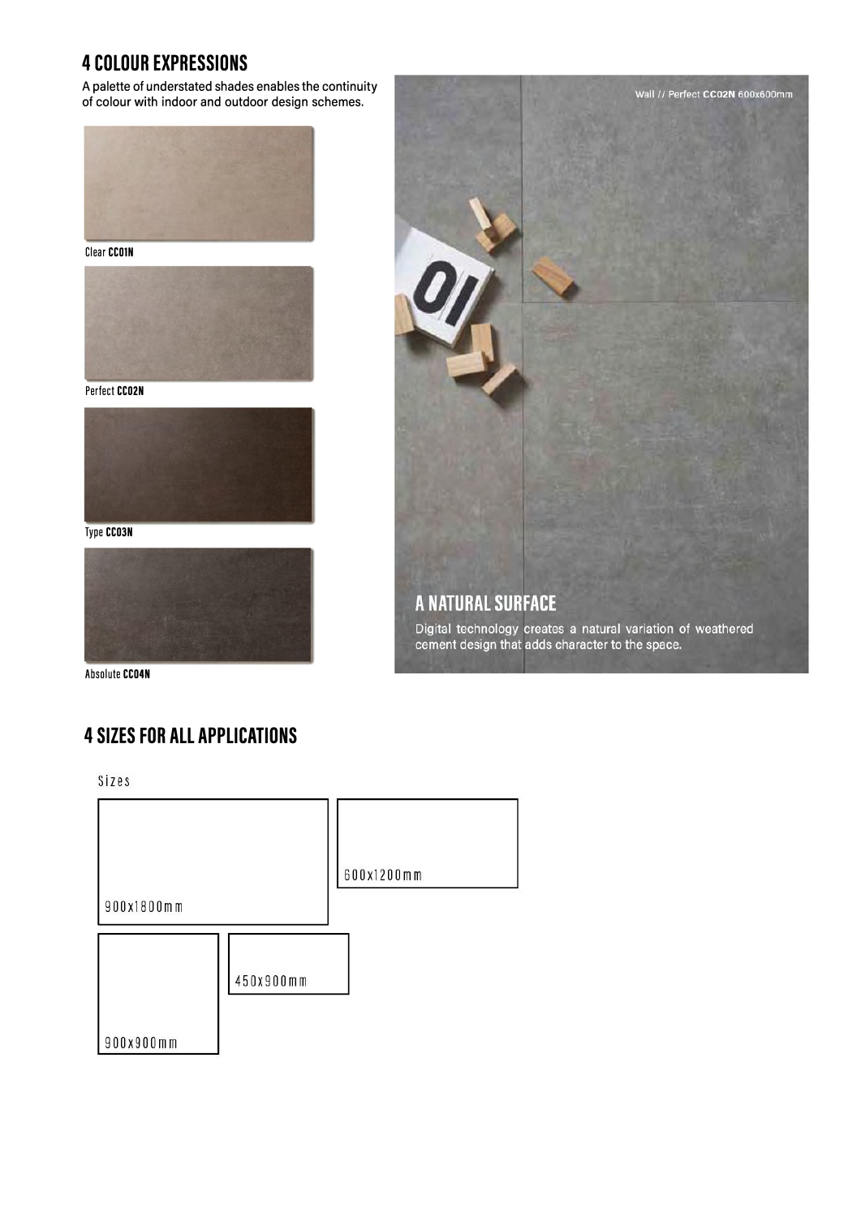## 4 COLOUR EXPRESSIONS

A palette of understated shades enables the continuity of colour with indoor and outdoor design schemes.

Clear **CC01N**

Perfect **CC02N**

Type **CC03N**

Absolute **CC04N**

Wall // Perfect **CC02N** 600x600mm

## A NATURAL SURFACE

Digital technology creates a natural variation of weathered cement design that adds character to the space.

## 4 SIZES FOR ALL APPLICATIONS

Sizes

900x1800mm

600x1200mm

900x900mm

450x900mm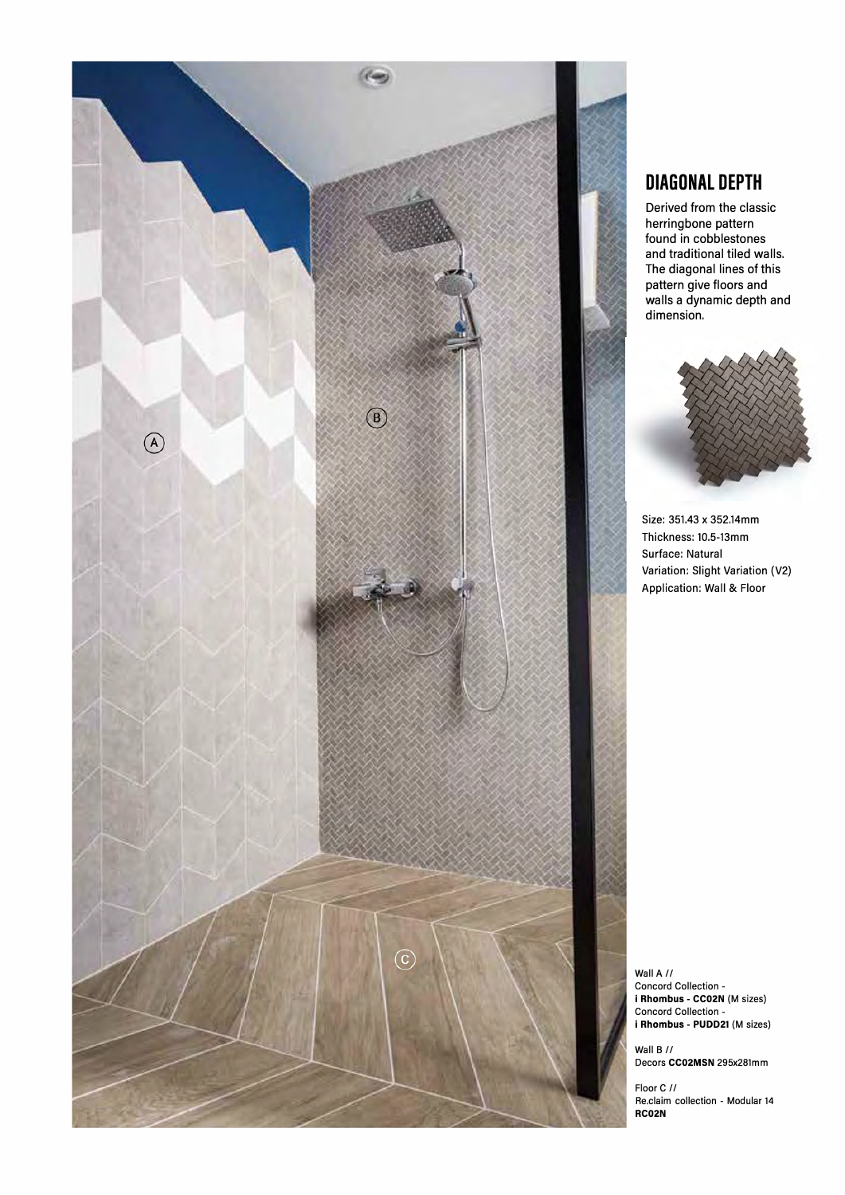## DIAGONAL DEPTH

Derived from the classic herringbone pattern found in cobblestones and traditional tiled walls. The diagonal lines of this pattern give floors and walls a dynamic depth and dimension.

Size: 351.43 x 352.14mm
Thickness: 10.5-13mm
Surface: Natural
Variation: Slight Variation (V2)
Application: Wall & Floor

A

B

C

Wall A //
Concord Collection -
**i Rhombus - CC02N** (M sizes)
Concord Collection -
**i Rhombus - PUDD21** (M sizes)

Wall B //
Decors **CC02MSN** 295x281mm

Floor C //
Re.claim collection - Modular 14
**RC02N**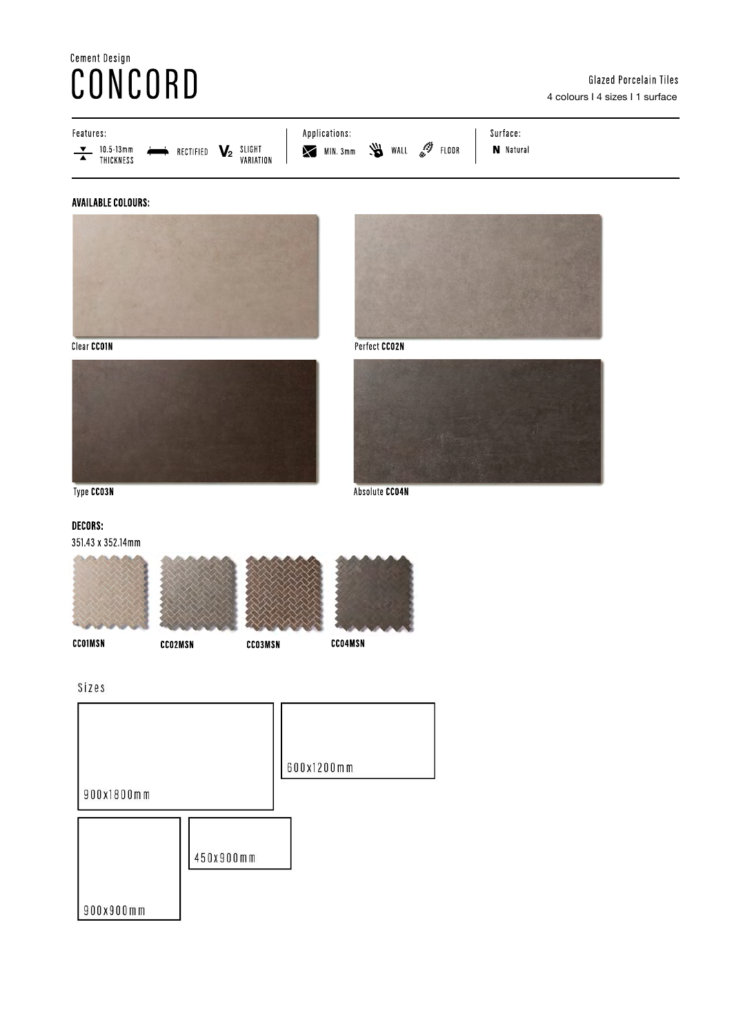Cement Design

# CONCORD

Glazed Porcelain Tiles

4 colours I 4 sizes I 1 surface

**Features:** 10.5-13mm THICKNESS | RECTIFIED | V2 SLIGHT VARIATION

**Applications:** MIN. 3mm | WALL | FLOOR

**Surface:** N Natural

### AVAILABLE COLOURS:

Clear **CC01N**

Perfect **CC02N**

Type **CC03N**

Absolute **CC04N**

### DECORS:

351.43 x 352.14mm

**CC01MSN**

**CC02MSN**

**CC03MSN**

**CC04MSN**

## Sizes

900x1800mm

600x1200mm

900x900mm

450x900mm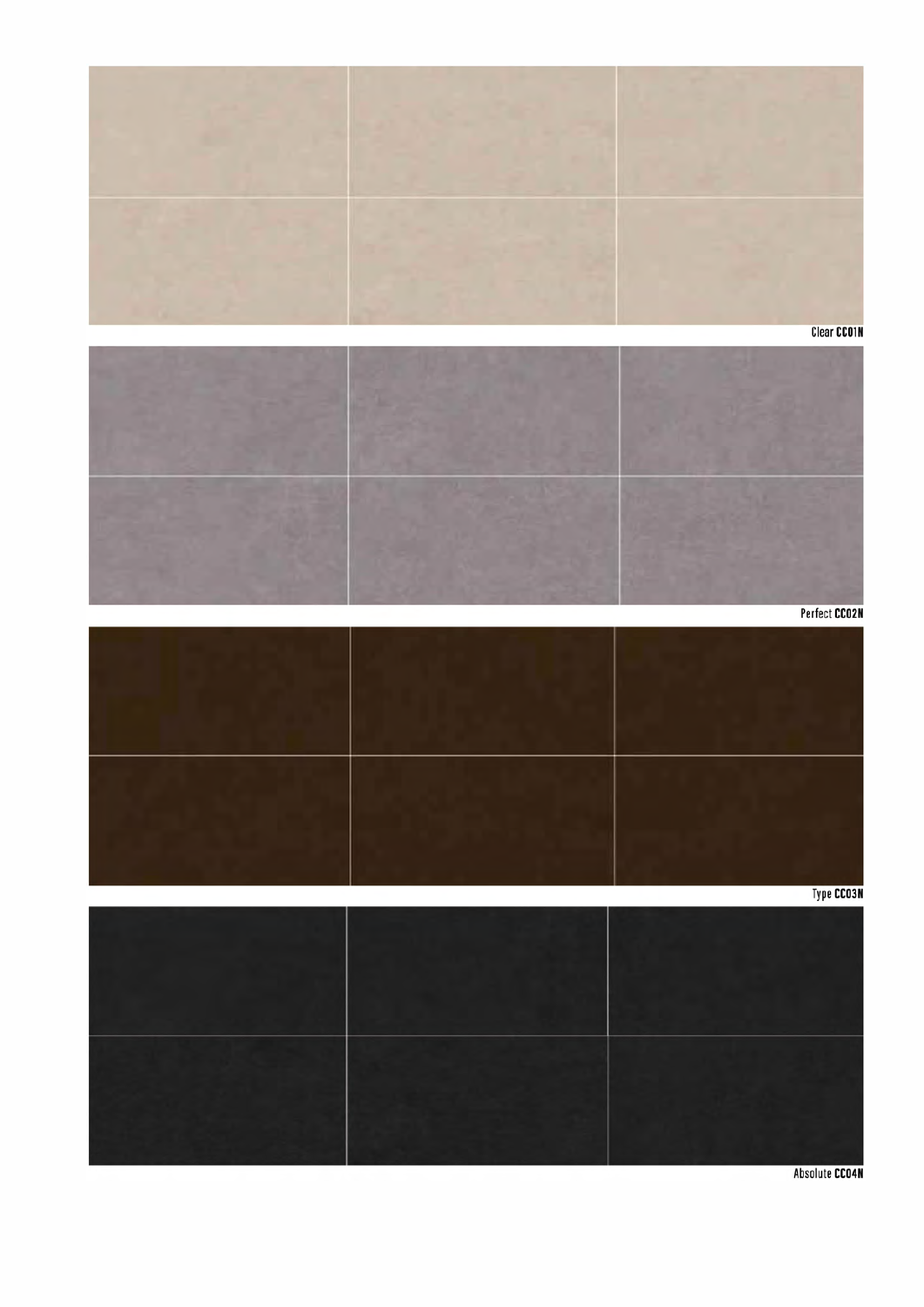Clear **CC01N**

Perfect **CC02N**

Type **CC03N**

Absolute **CC04N**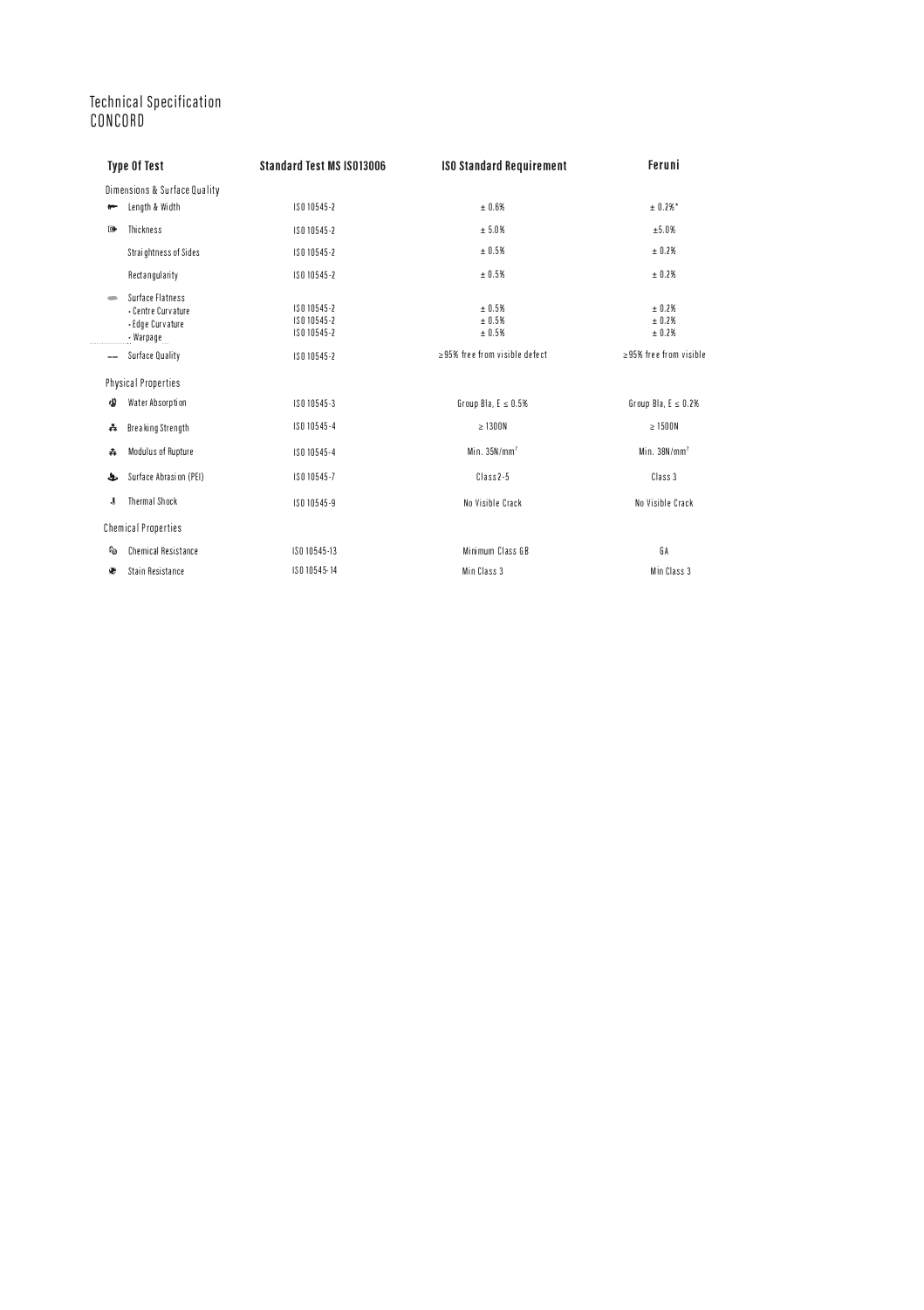Technical Specification
CONCORD

| Type Of Test | Standard Test MS ISO13006 | ISO Standard Requirement | Feruni |
| --- | --- | --- | --- |
| Dimensions & Surface Quality | | | |
| Length & Width | ISO 10545-2 | ± 0.6% | ± 0.2%* |
| Thickness | ISO 10545-2 | ± 5.0% | ±5.0% |
| Straightness of Sides | ISO 10545-2 | ± 0.5% | ± 0.2% |
| Rectangularity | ISO 10545-2 | ± 0.5% | ± 0.2% |
| Surface Flatness | | | |
| - Centre Curvature | ISO 10545-2 | ± 0.5% | ± 0.2% |
| - Edge Curvature | ISO 10545-2 | ± 0.5% | ± 0.2% |
| - Warpage | ISO 10545-2 | ± 0.5% | ± 0.2% |
| Surface Quality | ISO 10545-2 | ≥95% free from visible defect | ≥95% free from visible |
| Physical Properties | | | |
| Water Absorption | ISO 10545-3 | Group Bla, E ≤ 0.5% | Group Bla, E ≤ 0.2% |
| Breaking Strength | ISO 10545-4 | ≥ 1300N | ≥ 1500N |
| Modulus of Rupture | ISO 10545-4 | Min. $35N/mm^2$ | Min. $38N/mm^2$ |
| Surface Abrasion (PEI) | ISO 10545-7 | Class 2-5 | Class 3 |
| Thermal Shock | ISO 10545-9 | No Visible Crack | No Visible Crack |
| Chemical Properties | | | |
| Chemical Resistance | ISO 10545-13 | Minimum Class GB | GA |
| Stain Resistance | ISO 10545-14 | Min Class 3 | Min Class 3 |